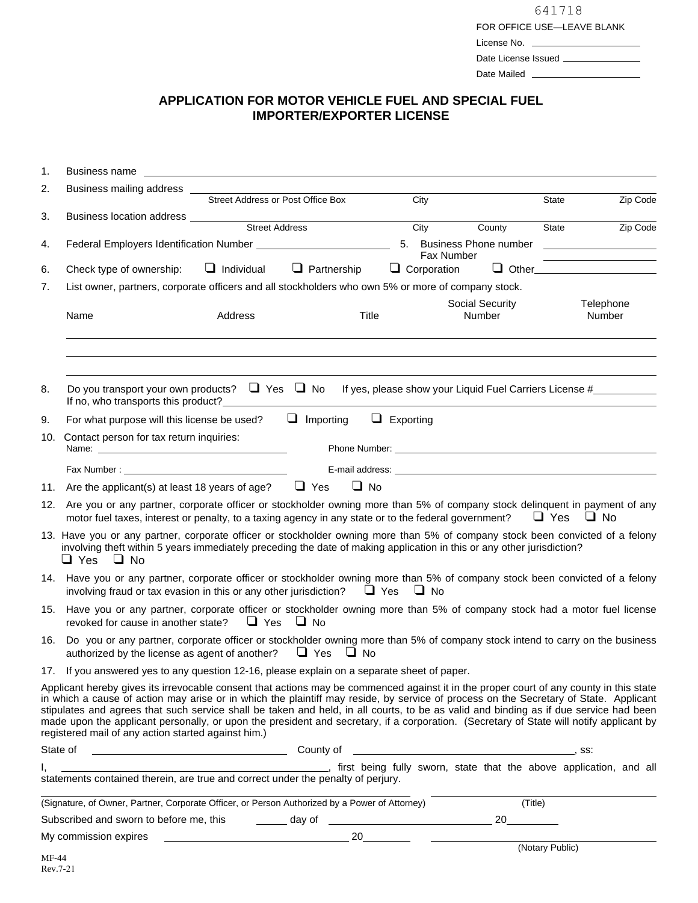641718

FOR OFFICE USE—LEAVE BLANK

License No. \_\_\_\_\_\_\_\_\_\_\_\_\_\_\_\_\_\_\_\_

Date License Issued \_\_\_\_\_\_\_\_\_\_\_\_\_\_\_\_

Date Mailed \_\_\_\_\_\_\_\_\_\_\_\_\_\_\_\_\_\_\_\_

# APPLICATION FOR MOTOR VEHICLE FUEL AND SPECIAL FUEL IMPORTER/EXPORTER LICENSE

1. Business name \_\_\_\_\_\_\_\_\_\_\_\_\_\_\_\_\_\_\_\_\_\_\_\_\_\_\_\_\_\_\_\_\_\_\_\_\_\_\_\_

2. Business mailing address \_\_\_\_\_\_\_\_\_\_\_\_\_\_\_\_\_\_\_\_\_\_\_\_\_\_\_\_\_\_\_\_\_\_\_\_\_\_\_\_
   Street Address or Post Office Box | City | State | Zip Code

3. Business location address \_\_\_\_\_\_\_\_\_\_\_\_\_\_\_\_\_\_\_\_\_\_\_\_\_\_\_\_\_\_\_\_\_\_\_\_\_\_\_\_
   Street Address | City | County | State | Zip Code

4. Federal Employers Identification Number \_\_\_\_\_\_\_\_\_\_\_\_\_\_\_\_\_\_\_\_

5. Business Phone number \_\_\_\_\_\_\_\_\_\_\_\_\_\_\_\_\_\_\_\_
   Fax Number \_\_\_\_\_\_\_\_\_\_\_\_\_\_\_\_\_\_\_\_

6. Check type of ownership: ❑ Individual ❑ Partnership ❑ Corporation ❑ Other\_\_\_\_\_\_\_\_\_\_\_\_\_\_\_\_

7. List owner, partners, corporate officers and all stockholders who own 5% or more of company stock.

| Name | Address | Title | Social Security Number | Telephone Number |
|---|---|---|---|---|
| | | | | |
| | | | | |
| | | | | |

8. Do you transport your own products? ❑ Yes ❑ No If yes, please show your Liquid Fuel Carriers License #\_\_\_\_\_\_\_\_\_\_
   If no, who transports this product?\_\_\_\_\_\_\_\_\_\_\_\_\_\_\_\_\_\_\_\_\_\_\_\_\_\_\_\_\_\_\_\_\_\_\_\_\_\_\_\_

9. For what purpose will this license be used? ❑ Importing ❑ Exporting

10. Contact person for tax return inquiries:
    Name: \_\_\_\_\_\_\_\_\_\_\_\_\_\_\_\_\_\_\_\_\_\_\_\_ Phone Number: \_\_\_\_\_\_\_\_\_\_\_\_\_\_\_\_\_\_\_\_\_\_\_\_
    Fax Number : \_\_\_\_\_\_\_\_\_\_\_\_\_\_\_\_\_\_\_\_\_\_\_\_ E-mail address: \_\_\_\_\_\_\_\_\_\_\_\_\_\_\_\_\_\_\_\_\_\_\_\_

11. Are the applicant(s) at least 18 years of age? ❑ Yes ❑ No

12. Are you or any partner, corporate officer or stockholder owning more than 5% of company stock delinquent in payment of any motor fuel taxes, interest or penalty, to a taxing agency in any state or to the federal government? ❑ Yes ❑ No

13. Have you or any partner, corporate officer or stockholder owning more than 5% of company stock been convicted of a felony involving theft within 5 years immediately preceding the date of making application in this or any other jurisdiction?
    ❑ Yes ❑ No

14. Have you or any partner, corporate officer or stockholder owning more than 5% of company stock been convicted of a felony involving fraud or tax evasion in this or any other jurisdiction? ❑ Yes ❑ No

15. Have you or any partner, corporate officer or stockholder owning more than 5% of company stock had a motor fuel license revoked for cause in another state? ❑ Yes ❑ No

16. Do you or any partner, corporate officer or stockholder owning more than 5% of company stock intend to carry on the business authorized by the license as agent of another? ❑ Yes ❑ No

17. If you answered yes to any question 12-16, please explain on a separate sheet of paper.

Applicant hereby gives its irrevocable consent that actions may be commenced against it in the proper court of any county in this state in which a cause of action may arise or in which the plaintiff may reside, by service of process on the Secretary of State. Applicant stipulates and agrees that such service shall be taken and held, in all courts, to be as valid and binding as if due service had been made upon the applicant personally, or upon the president and secretary, if a corporation. (Secretary of State will notify applicant by registered mail of any action started against him.)

State of \_\_\_\_\_\_\_\_\_\_\_\_\_\_\_\_\_\_\_\_\_\_\_\_ County of \_\_\_\_\_\_\_\_\_\_\_\_\_\_\_\_\_\_\_\_\_\_\_\_, ss:

I, \_\_\_\_\_\_\_\_\_\_\_\_\_\_\_\_\_\_\_\_\_\_\_\_\_\_\_\_\_\_\_\_\_\_\_\_, first being fully sworn, state that the above application, and all statements contained therein, are true and correct under the penalty of perjury.

\_\_\_\_\_\_\_\_\_\_\_\_\_\_\_\_\_\_\_\_\_\_\_\_\_\_\_\_\_\_\_\_\_\_\_\_\_\_\_\_ \_\_\_\_\_\_\_\_\_\_\_\_\_\_\_\_\_\_\_\_\_\_\_\_

(Signature, of Owner, Partner, Corporate Officer, or Person Authorized by a Power of Attorney) (Title)

Subscribed and sworn to before me, this \_\_\_\_\_ day of \_\_\_\_\_\_\_\_\_\_\_\_\_\_\_\_\_\_\_\_\_\_\_\_ 20\_\_\_\_\_\_\_\_

My commission expires \_\_\_\_\_\_\_\_\_\_\_\_\_\_\_\_\_\_\_\_\_\_\_\_ 20\_\_\_\_\_\_\_\_ \_\_\_\_\_\_\_\_\_\_\_\_\_\_\_\_\_\_\_\_\_\_\_\_

(Notary Public)

MF-44
Rev.7-21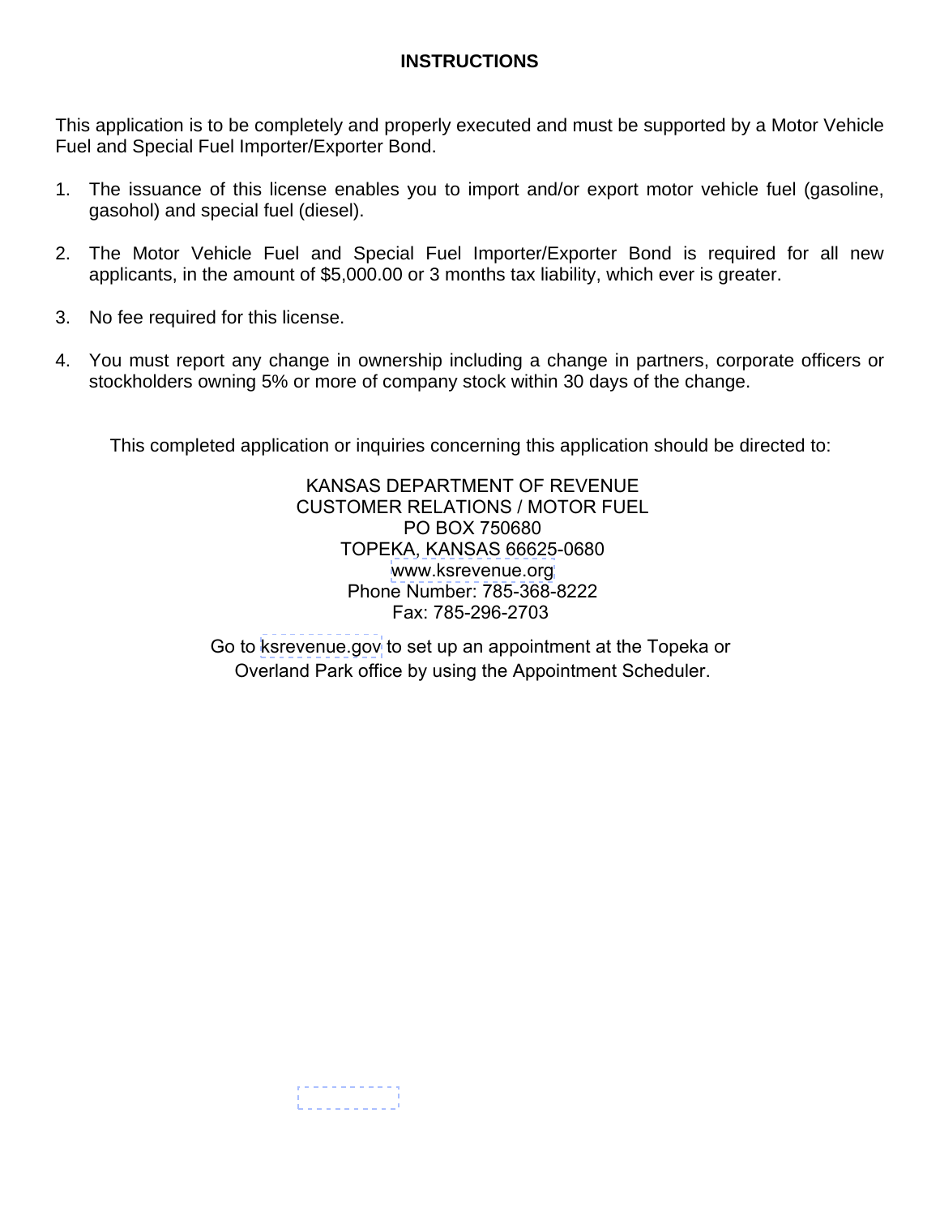## INSTRUCTIONS

This application is to be completely and properly executed and must be supported by a Motor Vehicle Fuel and Special Fuel Importer/Exporter Bond.

1. The issuance of this license enables you to import and/or export motor vehicle fuel (gasoline, gasohol) and special fuel (diesel).

2. The Motor Vehicle Fuel and Special Fuel Importer/Exporter Bond is required for all new applicants, in the amount of $5,000.00 or 3 months tax liability, which ever is greater.

3. No fee required for this license.

4. You must report any change in ownership including a change in partners, corporate officers or stockholders owning 5% or more of company stock within 30 days of the change.

This completed application or inquiries concerning this application should be directed to:

KANSAS DEPARTMENT OF REVENUE
CUSTOMER RELATIONS / MOTOR FUEL
PO BOX 750680
TOPEKA, KANSAS 66625-0680
www.ksrevenue.org
Phone Number: 785-368-8222
Fax: 785-296-2703

Go to ksrevenue.gov to set up an appointment at the Topeka or Overland Park office by using the Appointment Scheduler.